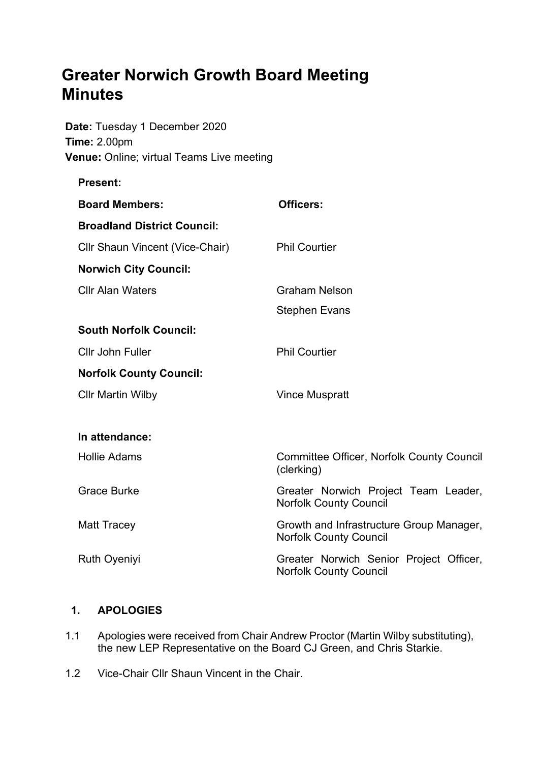# Greater Norwich Growth Board Meeting Minutes

**Date:** Tuesday 1 December 2020
**Time:** 2.00pm
**Venue:** Online; virtual Teams Live meeting

**Present:**

| **Board Members:** | **Officers:** |
|---|---|
| **Broadland District Council:** | |
| Cllr Shaun Vincent (Vice-Chair) | Phil Courtier |
| **Norwich City Council:** | |
| Cllr Alan Waters | Graham Nelson |
| | Stephen Evans |
| **South Norfolk Council:** | |
| Cllr John Fuller | Phil Courtier |
| **Norfolk County Council:** | |
| Cllr Martin Wilby | Vince Muspratt |

**In attendance:**

| | |
|---|---|
| Hollie Adams | Committee Officer, Norfolk County Council (clerking) |
| Grace Burke | Greater Norwich Project Team Leader, Norfolk County Council |
| Matt Tracey | Growth and Infrastructure Group Manager, Norfolk County Council |
| Ruth Oyeniyi | Greater Norwich Senior Project Officer, Norfolk County Council |

## 1. APOLOGIES

1.1 Apologies were received from Chair Andrew Proctor (Martin Wilby substituting), the new LEP Representative on the Board CJ Green, and Chris Starkie.

1.2 Vice-Chair Cllr Shaun Vincent in the Chair.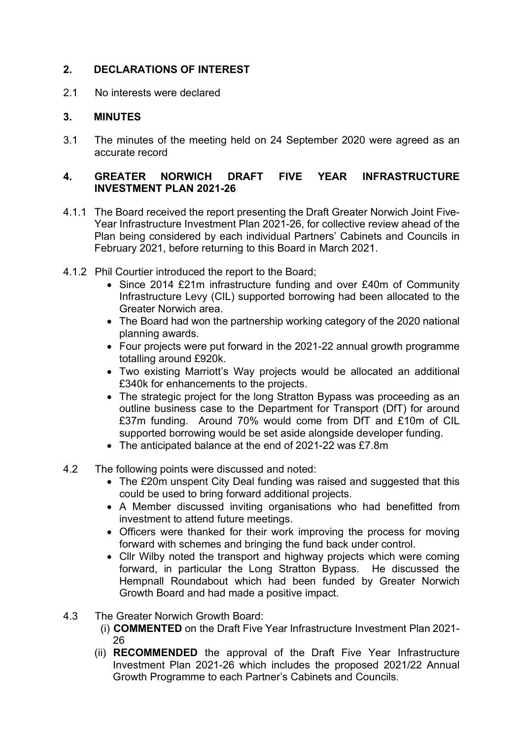## 2. DECLARATIONS OF INTEREST

2.1 No interests were declared

## 3. MINUTES

3.1 The minutes of the meeting held on 24 September 2020 were agreed as an accurate record

## 4. GREATER NORWICH DRAFT FIVE YEAR INFRASTRUCTURE INVESTMENT PLAN 2021-26

4.1.1 The Board received the report presenting the Draft Greater Norwich Joint Five-Year Infrastructure Investment Plan 2021-26, for collective review ahead of the Plan being considered by each individual Partners' Cabinets and Councils in February 2021, before returning to this Board in March 2021.

4.1.2 Phil Courtier introduced the report to the Board;

- Since 2014 £21m infrastructure funding and over £40m of Community Infrastructure Levy (CIL) supported borrowing had been allocated to the Greater Norwich area.
- The Board had won the partnership working category of the 2020 national planning awards.
- Four projects were put forward in the 2021-22 annual growth programme totalling around £920k.
- Two existing Marriott's Way projects would be allocated an additional £340k for enhancements to the projects.
- The strategic project for the long Stratton Bypass was proceeding as an outline business case to the Department for Transport (DfT) for around £37m funding. Around 70% would come from DfT and £10m of CIL supported borrowing would be set aside alongside developer funding.
- The anticipated balance at the end of 2021-22 was £7.8m

4.2 The following points were discussed and noted:

- The £20m unspent City Deal funding was raised and suggested that this could be used to bring forward additional projects.
- A Member discussed inviting organisations who had benefitted from investment to attend future meetings.
- Officers were thanked for their work improving the process for moving forward with schemes and bringing the fund back under control.
- Cllr Wilby noted the transport and highway projects which were coming forward, in particular the Long Stratton Bypass. He discussed the Hempnall Roundabout which had been funded by Greater Norwich Growth Board and had made a positive impact.

4.3 The Greater Norwich Growth Board:

(i) **COMMENTED** on the Draft Five Year Infrastructure Investment Plan 2021-26

(ii) **RECOMMENDED** the approval of the Draft Five Year Infrastructure Investment Plan 2021-26 which includes the proposed 2021/22 Annual Growth Programme to each Partner's Cabinets and Councils.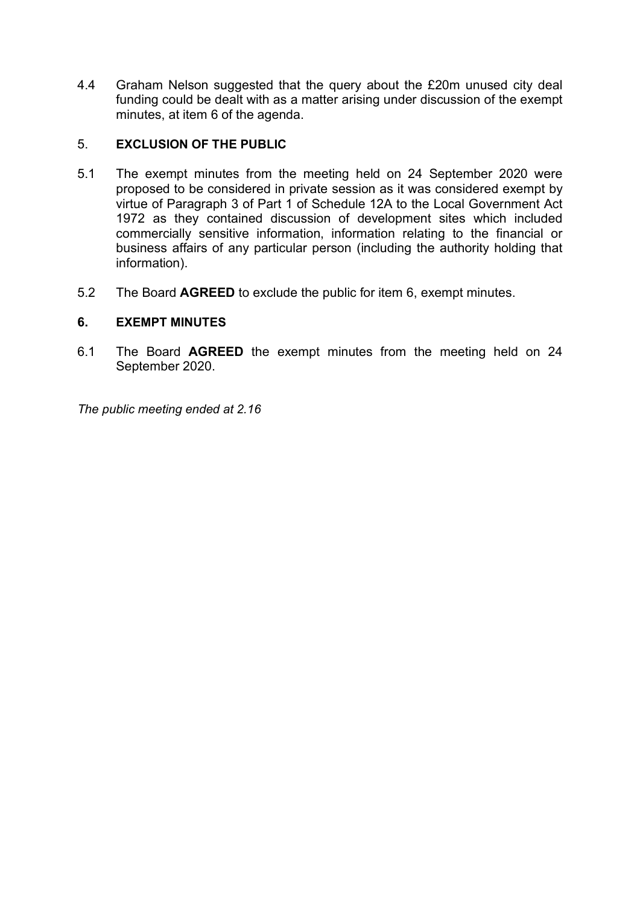4.4 Graham Nelson suggested that the query about the £20m unused city deal funding could be dealt with as a matter arising under discussion of the exempt minutes, at item 6 of the agenda.

## 5. EXCLUSION OF THE PUBLIC

5.1 The exempt minutes from the meeting held on 24 September 2020 were proposed to be considered in private session as it was considered exempt by virtue of Paragraph 3 of Part 1 of Schedule 12A to the Local Government Act 1972 as they contained discussion of development sites which included commercially sensitive information, information relating to the financial or business affairs of any particular person (including the authority holding that information).

5.2 The Board **AGREED** to exclude the public for item 6, exempt minutes.

## 6. EXEMPT MINUTES

6.1 The Board **AGREED** the exempt minutes from the meeting held on 24 September 2020.

*The public meeting ended at 2.16*